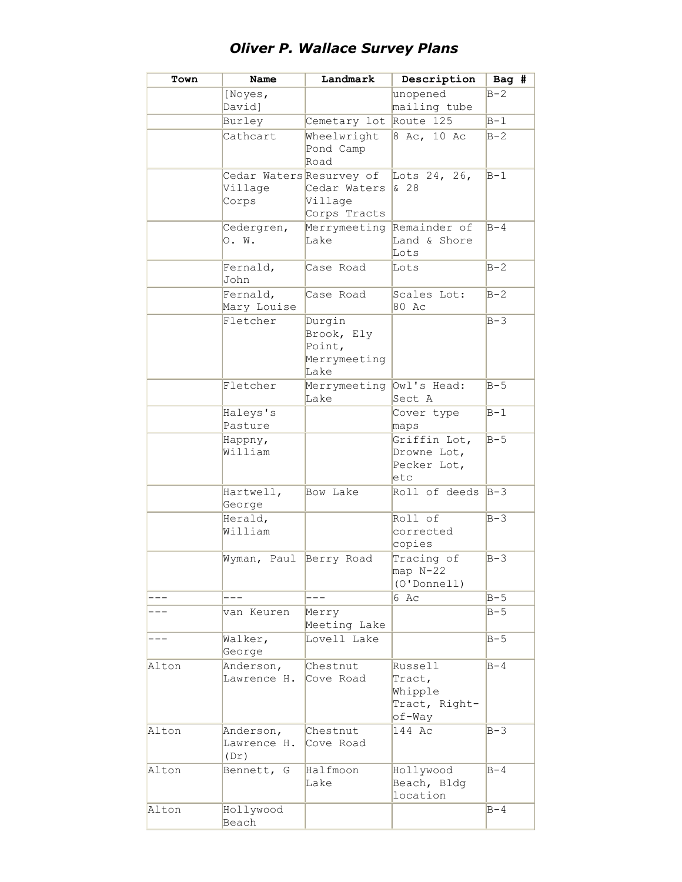# *Oliver P. Wallace Survey Plans*

| Town | Name | Landmark | Description | Bag # |
|---|---|---|---|---|
| | [Noyes, David] | | unopened mailing tube | B-2 |
| | Burley | Cemetary lot | Route 125 | B-1 |
| | Cathcart | Wheelwright Pond Camp Road | 8 Ac, 10 Ac | B-2 |
| | Cedar Waters Village Corps | Resurvey of Cedar Waters Village Corps Tracts | Lots 24, 26, & 28 | B-1 |
| | Cedergren, O. W. | Merrymeeting Lake | Remainder of Land & Shore Lots | B-4 |
| | Fernald, John | Case Road | Lots | B-2 |
| | Fernald, Mary Louise | Case Road | Scales Lot: 80 Ac | B-2 |
| | Fletcher | Durgin Brook, Ely Point, Merrymeeting Lake | | B-3 |
| | Fletcher | Merrymeeting Lake | Owl's Head: Sect A | B-5 |
| | Haleys's Pasture | | Cover type maps | B-1 |
| | Happny, William | | Griffin Lot, Drowne Lot, Pecker Lot, etc | B-5 |
| | Hartwell, George | Bow Lake | Roll of deeds | B-3 |
| | Herald, William | | Roll of corrected copies | B-3 |
| | Wyman, Paul | Berry Road | Tracing of map N-22 (O'Donnell) | B-3 |
| --- | --- | --- | 6 Ac | B-5 |
| --- | van Keuren | Merry Meeting Lake | | B-5 |
| --- | Walker, George | Lovell Lake | | B-5 |
| Alton | Anderson, Lawrence H. | Chestnut Cove Road | Russell Tract, Whipple Tract, Right-of-Way | B-4 |
| Alton | Anderson, Lawrence H. (Dr) | Chestnut Cove Road | 144 Ac | B-3 |
| Alton | Bennett, G | Halfmoon Lake | Hollywood Beach, Bldg location | B-4 |
| Alton | Hollywood Beach | | | B-4 |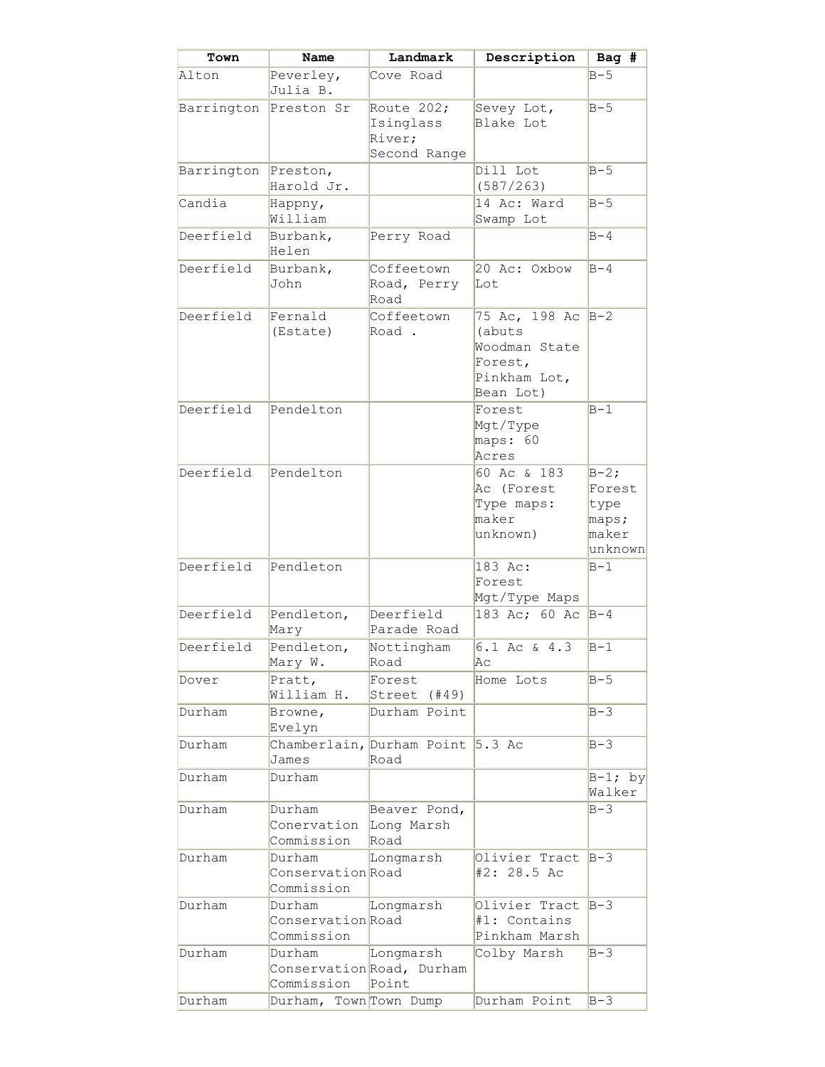| Town | Name | Landmark | Description | Bag # |
|---|---|---|---|---|
| Alton | Peverley, Julia B. | Cove Road | | B-5 |
| Barrington | Preston Sr | Route 202; Isinglass River; Second Range | Sevey Lot, Blake Lot | B-5 |
| Barrington | Preston, Harold Jr. | | Dill Lot (587/263) | B-5 |
| Candia | Happny, William | | 14 Ac: Ward Swamp Lot | B-5 |
| Deerfield | Burbank, Helen | Perry Road | | B-4 |
| Deerfield | Burbank, John | Coffeetown Road, Perry Road | 20 Ac: Oxbow Lot | B-4 |
| Deerfield | Fernald (Estate) | Coffeetown Road . | 75 Ac, 198 Ac (abuts Woodman State Forest, Pinkham Lot, Bean Lot) | B-2 |
| Deerfield | Pendelton | | Forest Mgt/Type maps: 60 Acres | B-1 |
| Deerfield | Pendelton | | 60 Ac & 183 Ac (Forest Type maps: maker unknown) | B-2; Forest type maps; maker unknown |
| Deerfield | Pendleton | | 183 Ac: Forest Mgt/Type Maps | B-1 |
| Deerfield | Pendleton, Mary | Deerfield Parade Road | 183 Ac; 60 Ac | B-4 |
| Deerfield | Pendleton, Mary W. | Nottingham Road | 6.1 Ac & 4.3 Ac | B-1 |
| Dover | Pratt, William H. | Forest Street (#49) | Home Lots | B-5 |
| Durham | Browne, Evelyn | Durham Point | | B-3 |
| Durham | Chamberlain, James | Durham Point Road | 5.3 Ac | B-3 |
| Durham | Durham | | | B-1; by Walker |
| Durham | Durham Conervation Commission | Beaver Pond, Long Marsh Road | | B-3 |
| Durham | Durham Conservation Commission | Longmarsh Road | Olivier Tract #2: 28.5 Ac | B-3 |
| Durham | Durham Conservation Commission | Longmarsh Road | Olivier Tract #1: Contains Pinkham Marsh | B-3 |
| Durham | Durham Conservation Commission | Longmarsh Road, Durham Point | Colby Marsh | B-3 |
| Durham | Durham, Town | Town Dump | Durham Point | B-3 |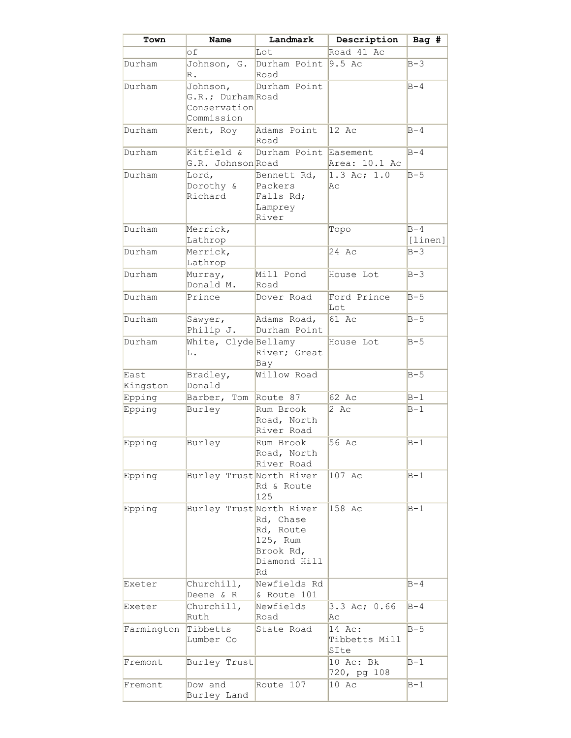| Town | Name | Landmark | Description | Bag # |
|---|---|---|---|---|
| | of | Lot | Road 41 Ac | |
| Durham | Johnson, G. R. | Durham Point Road | 9.5 Ac | B-3 |
| Durham | Johnson, G.R.; Durham Conservation Commission | Durham Point Road | | B-4 |
| Durham | Kent, Roy | Adams Point Road | 12 Ac | B-4 |
| Durham | Kitfield & G.R. Johnson | Durham Point Road | Easement Area: 10.1 Ac | B-4 |
| Durham | Lord, Dorothy & Richard | Bennett Rd, Packers Falls Rd; Lamprey River | 1.3 Ac; 1.0 Ac | B-5 |
| Durham | Merrick, Lathrop | | Topo | B-4 [linen] |
| Durham | Merrick, Lathrop | | 24 Ac | B-3 |
| Durham | Murray, Donald M. | Mill Pond Road | House Lot | B-3 |
| Durham | Prince | Dover Road | Ford Prince Lot | B-5 |
| Durham | Sawyer, Philip J. | Adams Road, Durham Point | 61 Ac | B-5 |
| Durham | White, Clyde L. | Bellamy River; Great Bay | House Lot | B-5 |
| East Kingston | Bradley, Donald | Willow Road | | B-5 |
| Epping | Barber, Tom | Route 87 | 62 Ac | B-1 |
| Epping | Burley | Rum Brook Road, North River Road | 2 Ac | B-1 |
| Epping | Burley | Rum Brook Road, North River Road | 56 Ac | B-1 |
| Epping | Burley Trust | North River Rd & Route 125 | 107 Ac | B-1 |
| Epping | Burley Trust | North River Rd, Chase Rd, Route 125, Rum Brook Rd, Diamond Hill Rd | 158 Ac | B-1 |
| Exeter | Churchill, Deene & R | Newfields Rd & Route 101 | | B-4 |
| Exeter | Churchill, Ruth | Newfields Road | 3.3 Ac; 0.66 Ac | B-4 |
| Farmington | Tibbetts Lumber Co | State Road | 14 Ac: Tibbetts Mill SIte | B-5 |
| Fremont | Burley Trust | | 10 Ac: Bk 720, pg 108 | B-1 |
| Fremont | Dow and Burley Land | Route 107 | 10 Ac | B-1 |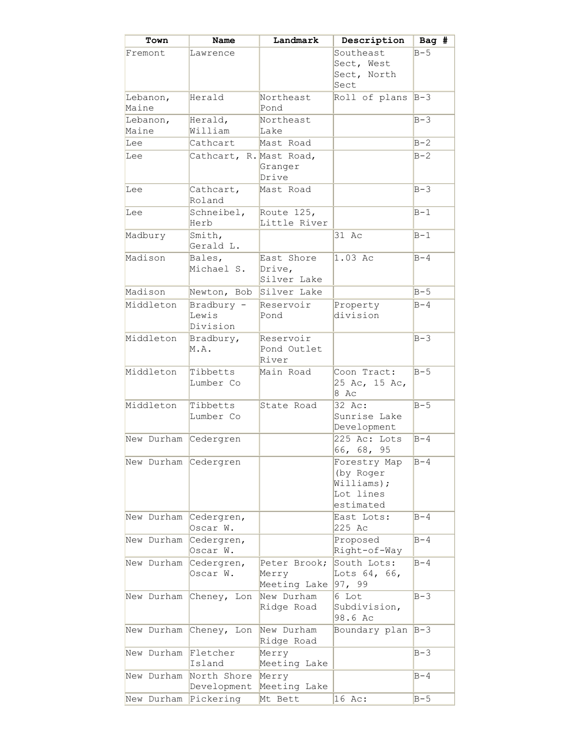| Town | Name | Landmark | Description | Bag # |
|---|---|---|---|---|
| Fremont | Lawrence | | Southeast Sect, West Sect, North Sect | B-5 |
| Lebanon, Maine | Herald | Northeast Pond | Roll of plans | B-3 |
| Lebanon, Maine | Herald, William | Northeast Lake | | B-3 |
| Lee | Cathcart | Mast Road | | B-2 |
| Lee | Cathcart, R. | Mast Road, Granger Drive | | B-2 |
| Lee | Cathcart, Roland | Mast Road | | B-3 |
| Lee | Schneibel, Herb | Route 125, Little River | | B-1 |
| Madbury | Smith, Gerald L. | | 31 Ac | B-1 |
| Madison | Bales, Michael S. | East Shore Drive, Silver Lake | 1.03 Ac | B-4 |
| Madison | Newton, Bob | Silver Lake | | B-5 |
| Middleton | Bradbury - Lewis Division | Reservoir Pond | Property division | B-4 |
| Middleton | Bradbury, M.A. | Reservoir Pond Outlet River | | B-3 |
| Middleton | Tibbetts Lumber Co | Main Road | Coon Tract: 25 Ac, 15 Ac, 8 Ac | B-5 |
| Middleton | Tibbetts Lumber Co | State Road | 32 Ac: Sunrise Lake Development | B-5 |
| New Durham | Cedergren | | 225 Ac: Lots 66, 68, 95 | B-4 |
| New Durham | Cedergren | | Forestry Map (by Roger Williams); Lot lines estimated | B-4 |
| New Durham | Cedergren, Oscar W. | | East Lots: 225 Ac | B-4 |
| New Durham | Cedergren, Oscar W. | | Proposed Right-of-Way | B-4 |
| New Durham | Cedergren, Oscar W. | Peter Brook; Merry Meeting Lake | South Lots: Lots 64, 66, 97, 99 | B-4 |
| New Durham | Cheney, Lon | New Durham Ridge Road | 6 Lot Subdivision, 98.6 Ac | B-3 |
| New Durham | Cheney, Lon | New Durham Ridge Road | Boundary plan | B-3 |
| New Durham | Fletcher Island | Merry Meeting Lake | | B-3 |
| New Durham | North Shore Development | Merry Meeting Lake | | B-4 |
| New Durham | Pickering | Mt Bett | 16 Ac: | B-5 |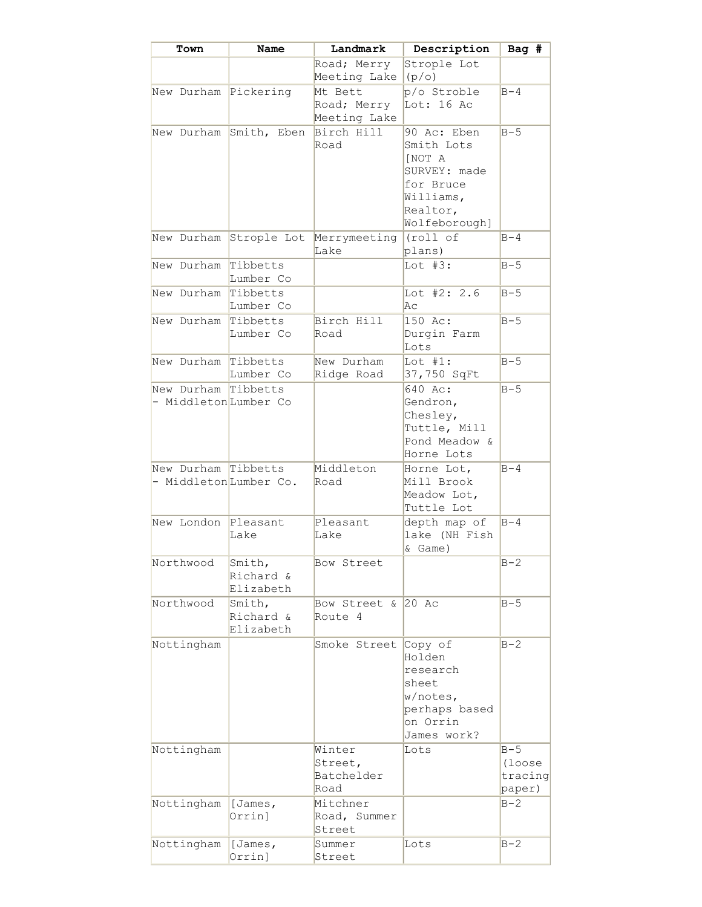| Town | Name | Landmark | Description | Bag # |
|---|---|---|---|---|
| | | Road; Merry Meeting Lake | Strople Lot (p/o) | |
| New Durham | Pickering | Mt Bett Road; Merry Meeting Lake | p/o Stroble Lot: 16 Ac | B-4 |
| New Durham | Smith, Eben | Birch Hill Road | 90 Ac: Eben Smith Lots [NOT A SURVEY: made for Bruce Williams, Realtor, Wolfeborough] | B-5 |
| New Durham | Strople Lot | Merrymeeting Lake | (roll of plans) | B-4 |
| New Durham | Tibbetts Lumber Co | | Lot #3: | B-5 |
| New Durham | Tibbetts Lumber Co | | Lot #2: 2.6 Ac | B-5 |
| New Durham | Tibbetts Lumber Co | Birch Hill Road | 150 Ac: Durgin Farm Lots | B-5 |
| New Durham | Tibbetts Lumber Co | New Durham Ridge Road | Lot #1: 37,750 SqFt | B-5 |
| New Durham - Middleton | Tibbetts Lumber Co | | 640 Ac: Gendron, Chesley, Tuttle, Mill Pond Meadow & Horne Lots | B-5 |
| New Durham - Middleton | Tibbetts Lumber Co. | Middleton Road | Horne Lot, Mill Brook Meadow Lot, Tuttle Lot | B-4 |
| New London | Pleasant Lake | Pleasant Lake | depth map of lake (NH Fish & Game) | B-4 |
| Northwood | Smith, Richard & Elizabeth | Bow Street | | B-2 |
| Northwood | Smith, Richard & Elizabeth | Bow Street & Route 4 | 20 Ac | B-5 |
| Nottingham | | Smoke Street | Copy of Holden research sheet w/notes, perhaps based on Orrin James work? | B-2 |
| Nottingham | | Winter Street, Batchelder Road | Lots | B-5 (loose tracing paper) |
| Nottingham | [James, Orrin] | Mitchner Road, Summer Street | | B-2 |
| Nottingham | [James, Orrin] | Summer Street | Lots | B-2 |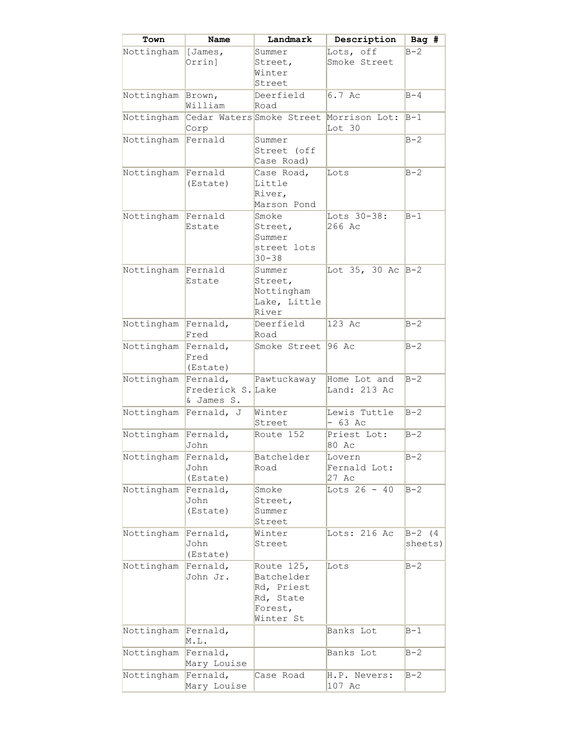| Town | Name | Landmark | Description | Bag # |
| --- | --- | --- | --- | --- |
| Nottingham | [James, Orrin] | Summer Street, Winter Street | Lots, off Smoke Street | B-2 |
| Nottingham | Brown, William | Deerfield Road | 6.7 Ac | B-4 |
| Nottingham | Cedar Waters Corp | Smoke Street | Morrison Lot: Lot 30 | B-1 |
| Nottingham | Fernald | Summer Street (off Case Road) | | B-2 |
| Nottingham | Fernald (Estate) | Case Road, Little River, Marson Pond | Lots | B-2 |
| Nottingham | Fernald Estate | Smoke Street, Summer street lots 30-38 | Lots 30-38: 266 Ac | B-1 |
| Nottingham | Fernald Estate | Summer Street, Nottingham Lake, Little River | Lot 35, 30 Ac | B-2 |
| Nottingham | Fernald, Fred | Deerfield Road | 123 Ac | B-2 |
| Nottingham | Fernald, Fred (Estate) | Smoke Street | 96 Ac | B-2 |
| Nottingham | Fernald, Frederick S. & James S. | Pawtuckaway Lake | Home Lot and Land: 213 Ac | B-2 |
| Nottingham | Fernald, J | Winter Street | Lewis Tuttle - 63 Ac | B-2 |
| Nottingham | Fernald, John | Route 152 | Priest Lot: 80 Ac | B-2 |
| Nottingham | Fernald, John (Estate) | Batchelder Road | Lovern Fernald Lot: 27 Ac | B-2 |
| Nottingham | Fernald, John (Estate) | Smoke Street, Summer Street | Lots 26 - 40 | B-2 |
| Nottingham | Fernald, John (Estate) | Winter Street | Lots: 216 Ac | B-2 (4 sheets) |
| Nottingham | Fernald, John Jr. | Route 125, Batchelder Rd, Priest Rd, State Forest, Winter St | Lots | B-2 |
| Nottingham | Fernald, M.L. | | Banks Lot | B-1 |
| Nottingham | Fernald, Mary Louise | | Banks Lot | B-2 |
| Nottingham | Fernald, Mary Louise | Case Road | H.P. Nevers: 107 Ac | B-2 |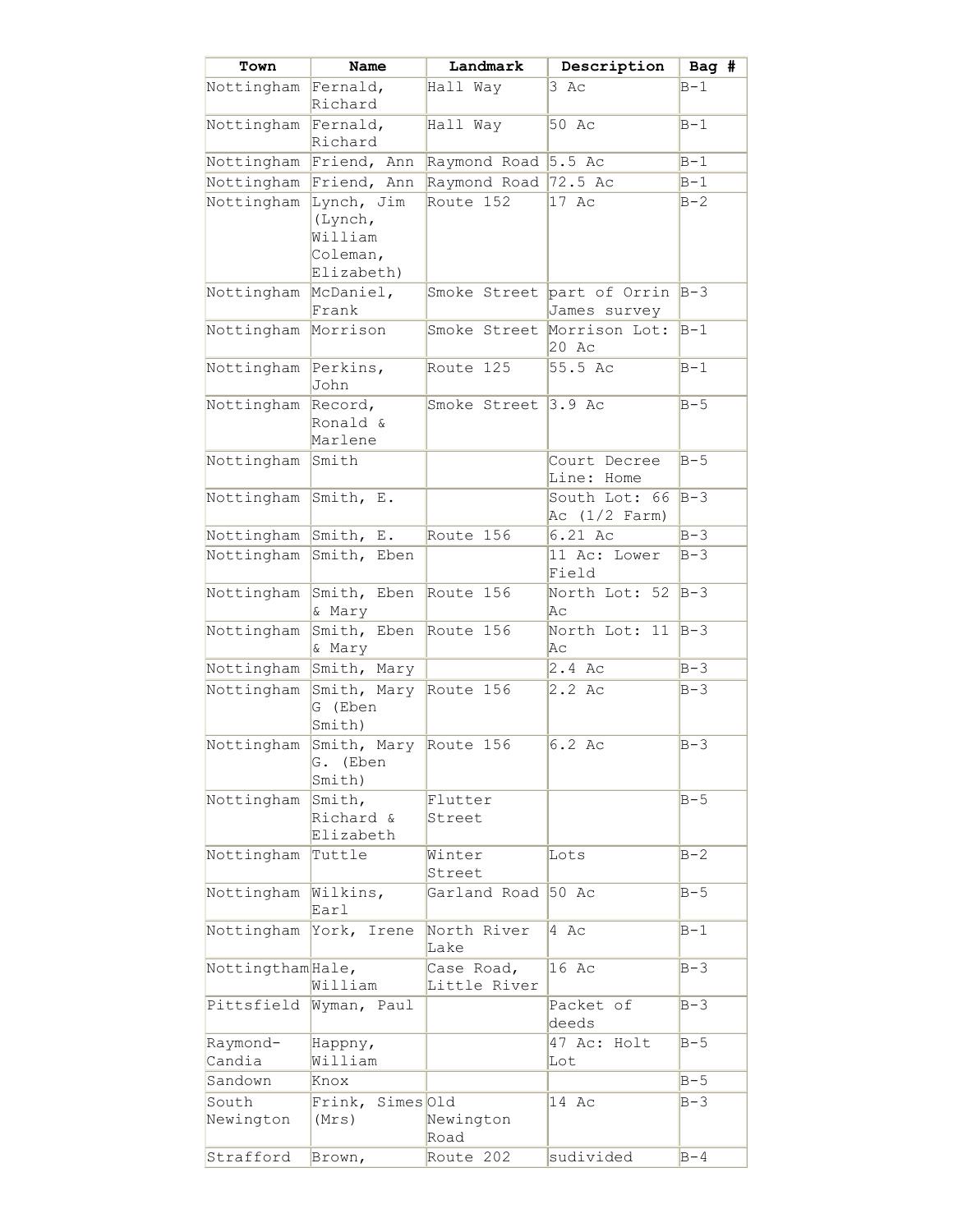| Town | Name | Landmark | Description | Bag # |
|---|---|---|---|---|
| Nottingham | Fernald, Richard | Hall Way | 3 Ac | B-1 |
| Nottingham | Fernald, Richard | Hall Way | 50 Ac | B-1 |
| Nottingham | Friend, Ann | Raymond Road | 5.5 Ac | B-1 |
| Nottingham | Friend, Ann | Raymond Road | 72.5 Ac | B-1 |
| Nottingham | Lynch, Jim (Lynch, William Coleman, Elizabeth) | Route 152 | 17 Ac | B-2 |
| Nottingham | McDaniel, Frank | Smoke Street | part of Orrin James survey | B-3 |
| Nottingham | Morrison | Smoke Street | Morrison Lot: 20 Ac | B-1 |
| Nottingham | Perkins, John | Route 125 | 55.5 Ac | B-1 |
| Nottingham | Record, Ronald & Marlene | Smoke Street | 3.9 Ac | B-5 |
| Nottingham | Smith | | Court Decree Line: Home | B-5 |
| Nottingham | Smith, E. | | South Lot: 66 Ac (1/2 Farm) | B-3 |
| Nottingham | Smith, E. | Route 156 | 6.21 Ac | B-3 |
| Nottingham | Smith, Eben | | 11 Ac: Lower Field | B-3 |
| Nottingham | Smith, Eben & Mary | Route 156 | North Lot: 52 Ac | B-3 |
| Nottingham | Smith, Eben & Mary | Route 156 | North Lot: 11 Ac | B-3 |
| Nottingham | Smith, Mary | | 2.4 Ac | B-3 |
| Nottingham | Smith, Mary G (Eben Smith) | Route 156 | 2.2 Ac | B-3 |
| Nottingham | Smith, Mary G. (Eben Smith) | Route 156 | 6.2 Ac | B-3 |
| Nottingham | Smith, Richard & Elizabeth | Flutter Street | | B-5 |
| Nottingham | Tuttle | Winter Street | Lots | B-2 |
| Nottingham | Wilkins, Earl | Garland Road | 50 Ac | B-5 |
| Nottingham | York, Irene | North River Lake | 4 Ac | B-1 |
| Nottingtham | Hale, William | Case Road, Little River | 16 Ac | B-3 |
| Pittsfield | Wyman, Paul | | Packet of deeds | B-3 |
| Raymond-Candia | Happny, William | | 47 Ac: Holt Lot | B-5 |
| Sandown | Knox | | | B-5 |
| South Newington | Frink, Simes (Mrs) | Old Newington Road | 14 Ac | B-3 |
| Strafford | Brown, | Route 202 | sudivided | B-4 |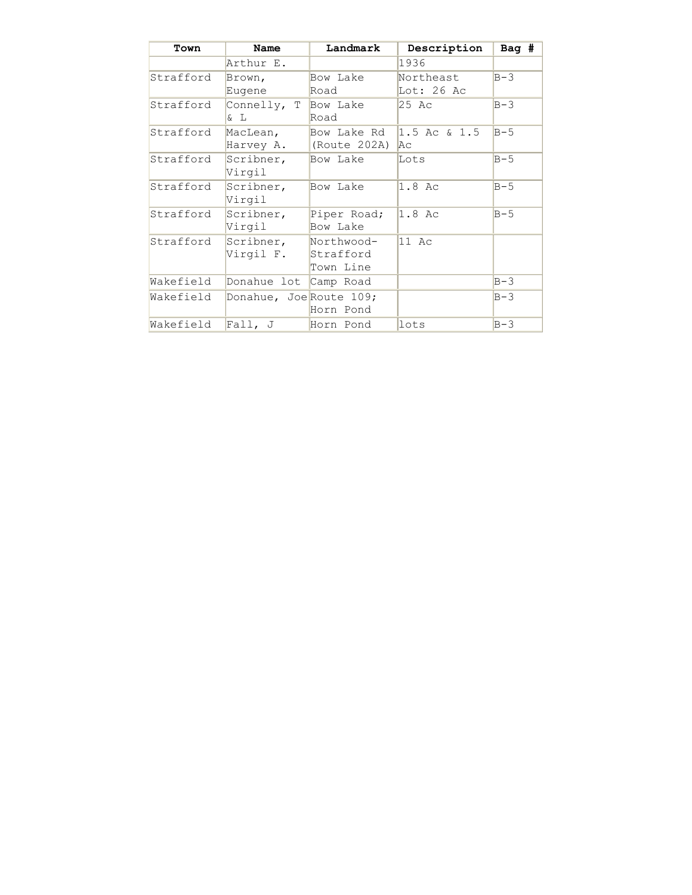| Town | Name | Landmark | Description | Bag # |
|---|---|---|---|---|
| | Arthur E. | | 1936 | |
| Strafford | Brown, Eugene | Bow Lake Road | Northeast Lot: 26 Ac | B-3 |
| Strafford | Connelly, T & L | Bow Lake Road | 25 Ac | B-3 |
| Strafford | MacLean, Harvey A. | Bow Lake Rd (Route 202A) | 1.5 Ac & 1.5 Ac | B-5 |
| Strafford | Scribner, Virgil | Bow Lake | Lots | B-5 |
| Strafford | Scribner, Virgil | Bow Lake | 1.8 Ac | B-5 |
| Strafford | Scribner, Virgil | Piper Road; Bow Lake | 1.8 Ac | B-5 |
| Strafford | Scribner, Virgil F. | Northwood-Strafford Town Line | 11 Ac | |
| Wakefield | Donahue lot | Camp Road | | B-3 |
| Wakefield | Donahue, Joe | Route 109; Horn Pond | | B-3 |
| Wakefield | Fall, J | Horn Pond | lots | B-3 |